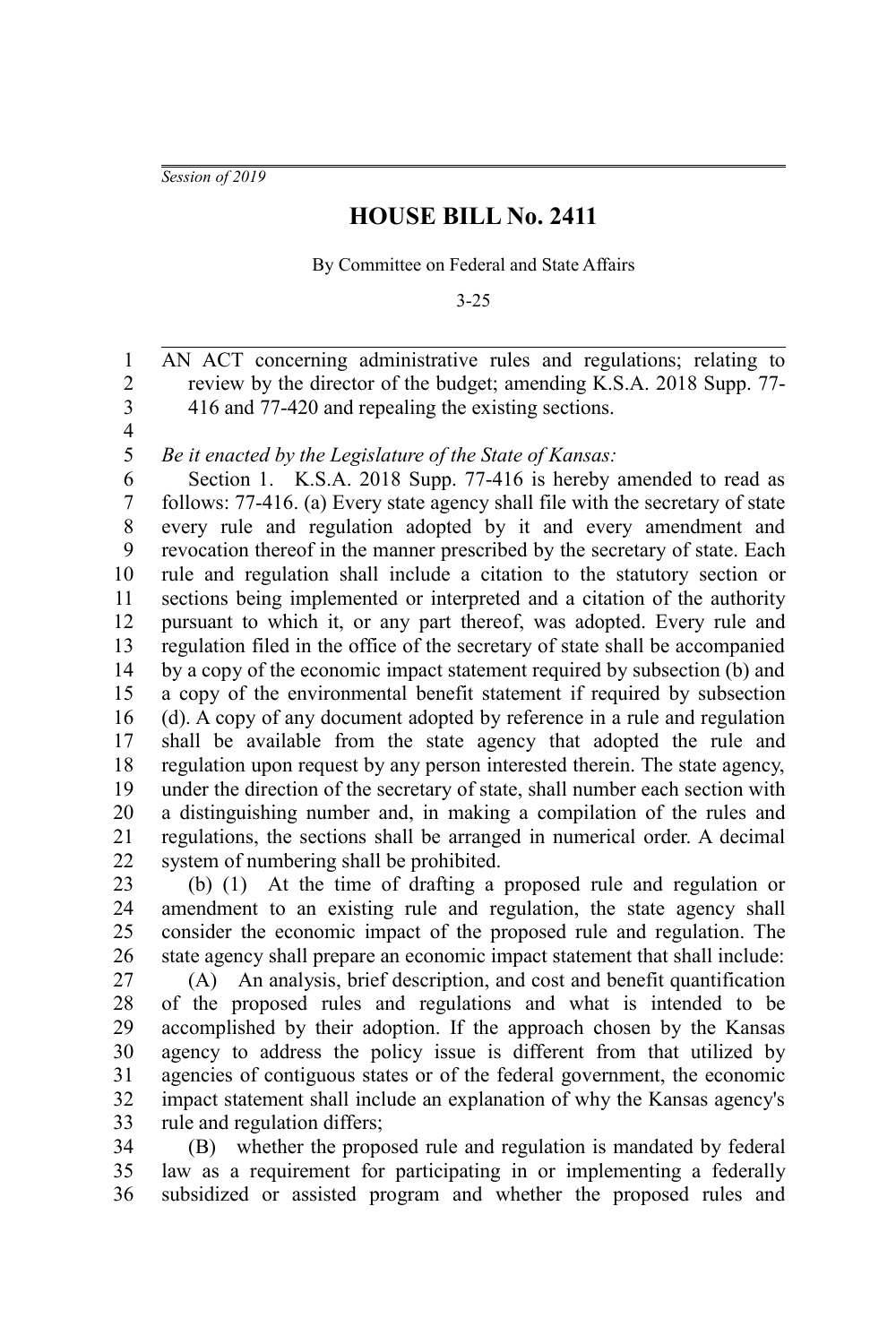*Session of 2019*

# HOUSE BILL No. 2411

By Committee on Federal and State Affairs

3-25

AN ACT concerning administrative rules and regulations; relating to review by the director of the budget; amending K.S.A. 2018 Supp. 77-416 and 77-420 and repealing the existing sections.

*Be it enacted by the Legislature of the State of Kansas:*

Section 1. K.S.A. 2018 Supp. 77-416 is hereby amended to read as follows: 77-416. (a) Every state agency shall file with the secretary of state every rule and regulation adopted by it and every amendment and revocation thereof in the manner prescribed by the secretary of state. Each rule and regulation shall include a citation to the statutory section or sections being implemented or interpreted and a citation of the authority pursuant to which it, or any part thereof, was adopted. Every rule and regulation filed in the office of the secretary of state shall be accompanied by a copy of the economic impact statement required by subsection (b) and a copy of the environmental benefit statement if required by subsection (d). A copy of any document adopted by reference in a rule and regulation shall be available from the state agency that adopted the rule and regulation upon request by any person interested therein. The state agency, under the direction of the secretary of state, shall number each section with a distinguishing number and, in making a compilation of the rules and regulations, the sections shall be arranged in numerical order. A decimal system of numbering shall be prohibited.

(b) (1) At the time of drafting a proposed rule and regulation or amendment to an existing rule and regulation, the state agency shall consider the economic impact of the proposed rule and regulation. The state agency shall prepare an economic impact statement that shall include:

(A) An analysis, brief description, and cost and benefit quantification of the proposed rules and regulations and what is intended to be accomplished by their adoption. If the approach chosen by the Kansas agency to address the policy issue is different from that utilized by agencies of contiguous states or of the federal government, the economic impact statement shall include an explanation of why the Kansas agency's rule and regulation differs;

(B) whether the proposed rule and regulation is mandated by federal law as a requirement for participating in or implementing a federally subsidized or assisted program and whether the proposed rules and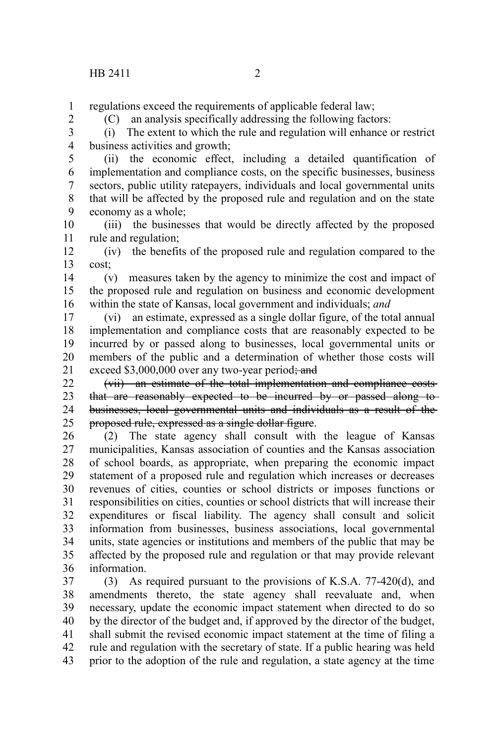regulations exceed the requirements of applicable federal law;

(C) an analysis specifically addressing the following factors:

(i) The extent to which the rule and regulation will enhance or restrict business activities and growth;

(ii) the economic effect, including a detailed quantification of implementation and compliance costs, on the specific businesses, business sectors, public utility ratepayers, individuals and local governmental units that will be affected by the proposed rule and regulation and on the state economy as a whole;

(iii) the businesses that would be directly affected by the proposed rule and regulation;

(iv) the benefits of the proposed rule and regulation compared to the cost;

(v) measures taken by the agency to minimize the cost and impact of the proposed rule and regulation on business and economic development within the state of Kansas, local government and individuals; *and*

(vi) an estimate, expressed as a single dollar figure, of the total annual implementation and compliance costs that are reasonably expected to be incurred by or passed along to businesses, local governmental units or members of the public and a determination of whether those costs will exceed $3,000,000 over any two-year period~~; and~~

~~(vii) an estimate of the total implementation and compliance costs that are reasonably expected to be incurred by or passed along to businesses, local governmental units and individuals as a result of the proposed rule, expressed as a single dollar figure~~.

(2) The state agency shall consult with the league of Kansas municipalities, Kansas association of counties and the Kansas association of school boards, as appropriate, when preparing the economic impact statement of a proposed rule and regulation which increases or decreases revenues of cities, counties or school districts or imposes functions or responsibilities on cities, counties or school districts that will increase their expenditures or fiscal liability. The agency shall consult and solicit information from businesses, business associations, local governmental units, state agencies or institutions and members of the public that may be affected by the proposed rule and regulation or that may provide relevant information.

(3) As required pursuant to the provisions of K.S.A. 77-420(d), and amendments thereto, the state agency shall reevaluate and, when necessary, update the economic impact statement when directed to do so by the director of the budget and, if approved by the director of the budget, shall submit the revised economic impact statement at the time of filing a rule and regulation with the secretary of state. If a public hearing was held prior to the adoption of the rule and regulation, a state agency at the time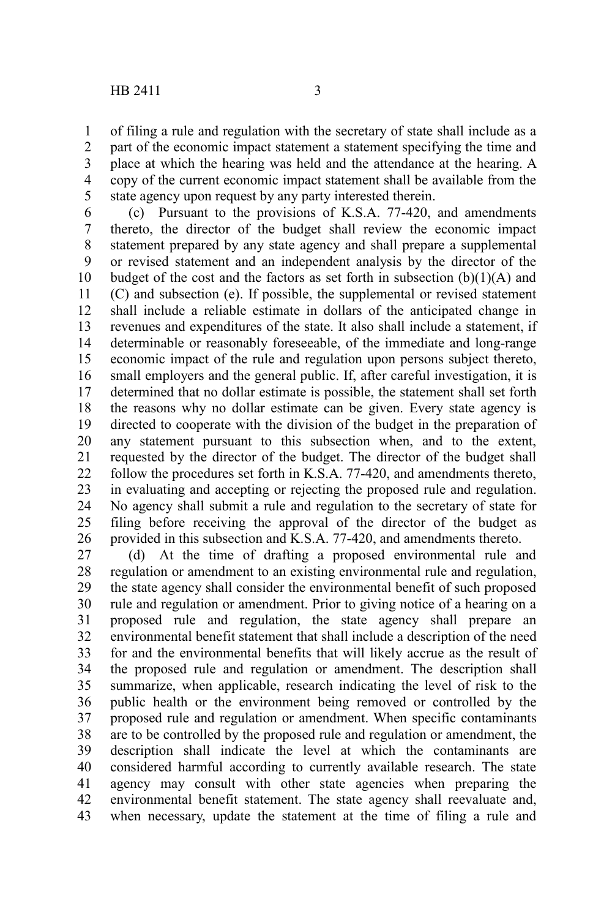of filing a rule and regulation with the secretary of state shall include as a part of the economic impact statement a statement specifying the time and place at which the hearing was held and the attendance at the hearing. A copy of the current economic impact statement shall be available from the state agency upon request by any party interested therein.

(c) Pursuant to the provisions of K.S.A. 77-420, and amendments thereto, the director of the budget shall review the economic impact statement prepared by any state agency and shall prepare a supplemental or revised statement and an independent analysis by the director of the budget of the cost and the factors as set forth in subsection (b)(1)(A) and (C) and subsection (e). If possible, the supplemental or revised statement shall include a reliable estimate in dollars of the anticipated change in revenues and expenditures of the state. It also shall include a statement, if determinable or reasonably foreseeable, of the immediate and long-range economic impact of the rule and regulation upon persons subject thereto, small employers and the general public. If, after careful investigation, it is determined that no dollar estimate is possible, the statement shall set forth the reasons why no dollar estimate can be given. Every state agency is directed to cooperate with the division of the budget in the preparation of any statement pursuant to this subsection when, and to the extent, requested by the director of the budget. The director of the budget shall follow the procedures set forth in K.S.A. 77-420, and amendments thereto, in evaluating and accepting or rejecting the proposed rule and regulation. No agency shall submit a rule and regulation to the secretary of state for filing before receiving the approval of the director of the budget as provided in this subsection and K.S.A. 77-420, and amendments thereto.

(d) At the time of drafting a proposed environmental rule and regulation or amendment to an existing environmental rule and regulation, the state agency shall consider the environmental benefit of such proposed rule and regulation or amendment. Prior to giving notice of a hearing on a proposed rule and regulation, the state agency shall prepare an environmental benefit statement that shall include a description of the need for and the environmental benefits that will likely accrue as the result of the proposed rule and regulation or amendment. The description shall summarize, when applicable, research indicating the level of risk to the public health or the environment being removed or controlled by the proposed rule and regulation or amendment. When specific contaminants are to be controlled by the proposed rule and regulation or amendment, the description shall indicate the level at which the contaminants are considered harmful according to currently available research. The state agency may consult with other state agencies when preparing the environmental benefit statement. The state agency shall reevaluate and, when necessary, update the statement at the time of filing a rule and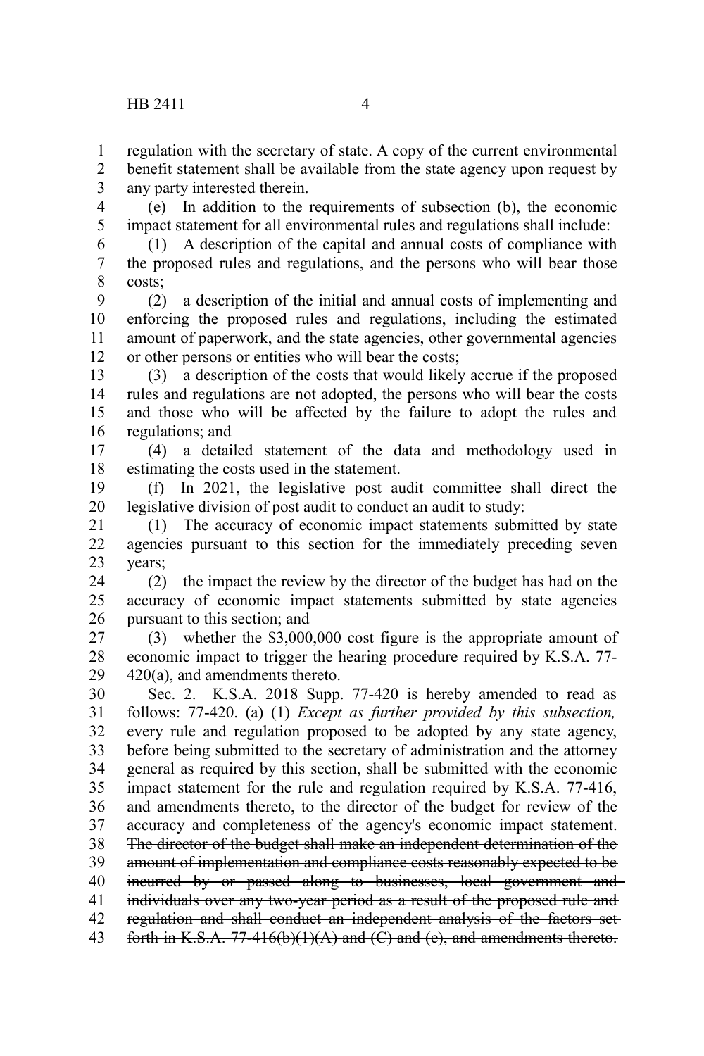regulation with the secretary of state. A copy of the current environmental benefit statement shall be available from the state agency upon request by any party interested therein.

(e) In addition to the requirements of subsection (b), the economic impact statement for all environmental rules and regulations shall include:

(1) A description of the capital and annual costs of compliance with the proposed rules and regulations, and the persons who will bear those costs;

(2) a description of the initial and annual costs of implementing and enforcing the proposed rules and regulations, including the estimated amount of paperwork, and the state agencies, other governmental agencies or other persons or entities who will bear the costs;

(3) a description of the costs that would likely accrue if the proposed rules and regulations are not adopted, the persons who will bear the costs and those who will be affected by the failure to adopt the rules and regulations; and

(4) a detailed statement of the data and methodology used in estimating the costs used in the statement.

(f) In 2021, the legislative post audit committee shall direct the legislative division of post audit to conduct an audit to study:

(1) The accuracy of economic impact statements submitted by state agencies pursuant to this section for the immediately preceding seven years;

(2) the impact the review by the director of the budget has had on the accuracy of economic impact statements submitted by state agencies pursuant to this section; and

(3) whether the $3,000,000 cost figure is the appropriate amount of economic impact to trigger the hearing procedure required by K.S.A. 77-420(a), and amendments thereto.

Sec. 2. K.S.A. 2018 Supp. 77-420 is hereby amended to read as follows: 77-420. (a) (1) *Except as further provided by this subsection,* every rule and regulation proposed to be adopted by any state agency, before being submitted to the secretary of administration and the attorney general as required by this section, shall be submitted with the economic impact statement for the rule and regulation required by K.S.A. 77-416, and amendments thereto, to the director of the budget for review of the accuracy and completeness of the agency's economic impact statement. ~~The director of the budget shall make an independent determination of the amount of implementation and compliance costs reasonably expected to be incurred by or passed along to businesses, local government and individuals over any two-year period as a result of the proposed rule and regulation and shall conduct an independent analysis of the factors set forth in K.S.A. 77-416(b)(1)(A) and (C) and (e), and amendments thereto.~~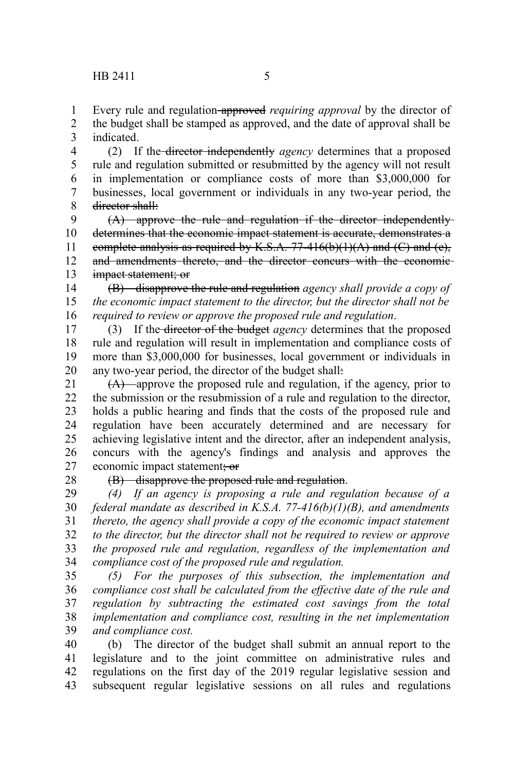Every rule and regulation ~~approved~~ *requiring approval* by the director of the budget shall be stamped as approved, and the date of approval shall be indicated.

(2) If the ~~director independently~~ *agency* determines that a proposed rule and regulation submitted or resubmitted by the agency will not result in implementation or compliance costs of more than $3,000,000 for businesses, local government or individuals in any two-year period, the ~~director shall:~~

~~(A) approve the rule and regulation if the director independently determines that the economic impact statement is accurate, demonstrates a complete analysis as required by K.S.A. 77-416(b)(1)(A) and (C) and (e), and amendments thereto, and the director concurs with the economic impact statement; or~~

~~(B) disapprove the rule and regulation~~ *agency shall provide a copy of the economic impact statement to the director, but the director shall not be required to review or approve the proposed rule and regulation*.

(3) If the ~~director of the budget~~ *agency* determines that the proposed rule and regulation will result in implementation and compliance costs of more than $3,000,000 for businesses, local government or individuals in any two-year period, the director of the budget shall~~:~~

~~(A)~~ approve the proposed rule and regulation, if the agency, prior to the submission or the resubmission of a rule and regulation to the director, holds a public hearing and finds that the costs of the proposed rule and regulation have been accurately determined and are necessary for achieving legislative intent and the director, after an independent analysis, concurs with the agency's findings and analysis and approves the economic impact statement~~; or~~

~~(B) disapprove the proposed rule and regulation~~.

*(4) If an agency is proposing a rule and regulation because of a federal mandate as described in K.S.A. 77-416(b)(1)(B), and amendments thereto, the agency shall provide a copy of the economic impact statement to the director, but the director shall not be required to review or approve the proposed rule and regulation, regardless of the implementation and compliance cost of the proposed rule and regulation.*

*(5) For the purposes of this subsection, the implementation and compliance cost shall be calculated from the effective date of the rule and regulation by subtracting the estimated cost savings from the total implementation and compliance cost, resulting in the net implementation and compliance cost.*

(b) The director of the budget shall submit an annual report to the legislature and to the joint committee on administrative rules and regulations on the first day of the 2019 regular legislative session and subsequent regular legislative sessions on all rules and regulations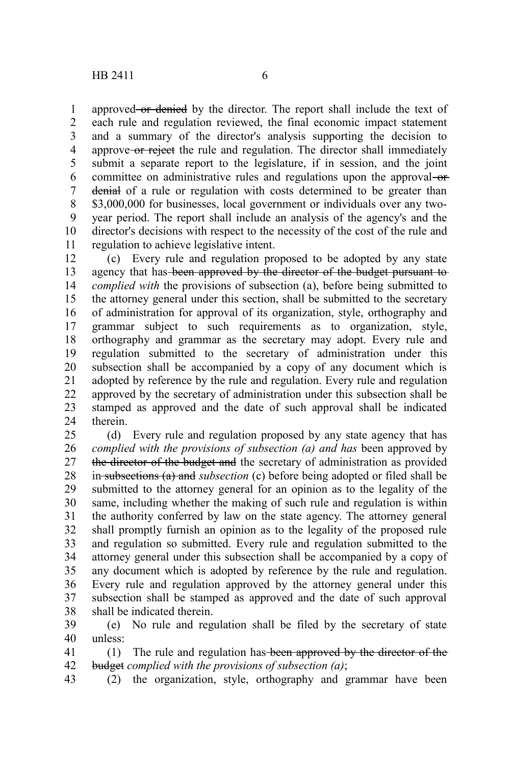approved ~~or denied~~ by the director. The report shall include the text of each rule and regulation reviewed, the final economic impact statement and a summary of the director's analysis supporting the decision to approve ~~or reject~~ the rule and regulation. The director shall immediately submit a separate report to the legislature, if in session, and the joint committee on administrative rules and regulations upon the approval ~~or denial~~ of a rule or regulation with costs determined to be greater than $3,000,000 for businesses, local government or individuals over any two-year period. The report shall include an analysis of the agency's and the director's decisions with respect to the necessity of the cost of the rule and regulation to achieve legislative intent.

(c) Every rule and regulation proposed to be adopted by any state agency that has ~~been approved by the director of the budget pursuant to~~ *complied with* the provisions of subsection (a), before being submitted to the attorney general under this section, shall be submitted to the secretary of administration for approval of its organization, style, orthography and grammar subject to such requirements as to organization, style, orthography and grammar as the secretary may adopt. Every rule and regulation submitted to the secretary of administration under this subsection shall be accompanied by a copy of any document which is adopted by reference by the rule and regulation. Every rule and regulation approved by the secretary of administration under this subsection shall be stamped as approved and the date of such approval shall be indicated therein.

(d) Every rule and regulation proposed by any state agency that has *complied with the provisions of subsection (a) and has* been approved by ~~the director of the budget and~~ the secretary of administration as provided in ~~subsections (a) and~~ *subsection* (c) before being adopted or filed shall be submitted to the attorney general for an opinion as to the legality of the same, including whether the making of such rule and regulation is within the authority conferred by law on the state agency. The attorney general shall promptly furnish an opinion as to the legality of the proposed rule and regulation so submitted. Every rule and regulation submitted to the attorney general under this subsection shall be accompanied by a copy of any document which is adopted by reference by the rule and regulation. Every rule and regulation approved by the attorney general under this subsection shall be stamped as approved and the date of such approval shall be indicated therein.

(e) No rule and regulation shall be filed by the secretary of state unless:

(1) The rule and regulation has ~~been approved by the director of the budget~~ *complied with the provisions of subsection (a)*;

(2) the organization, style, orthography and grammar have been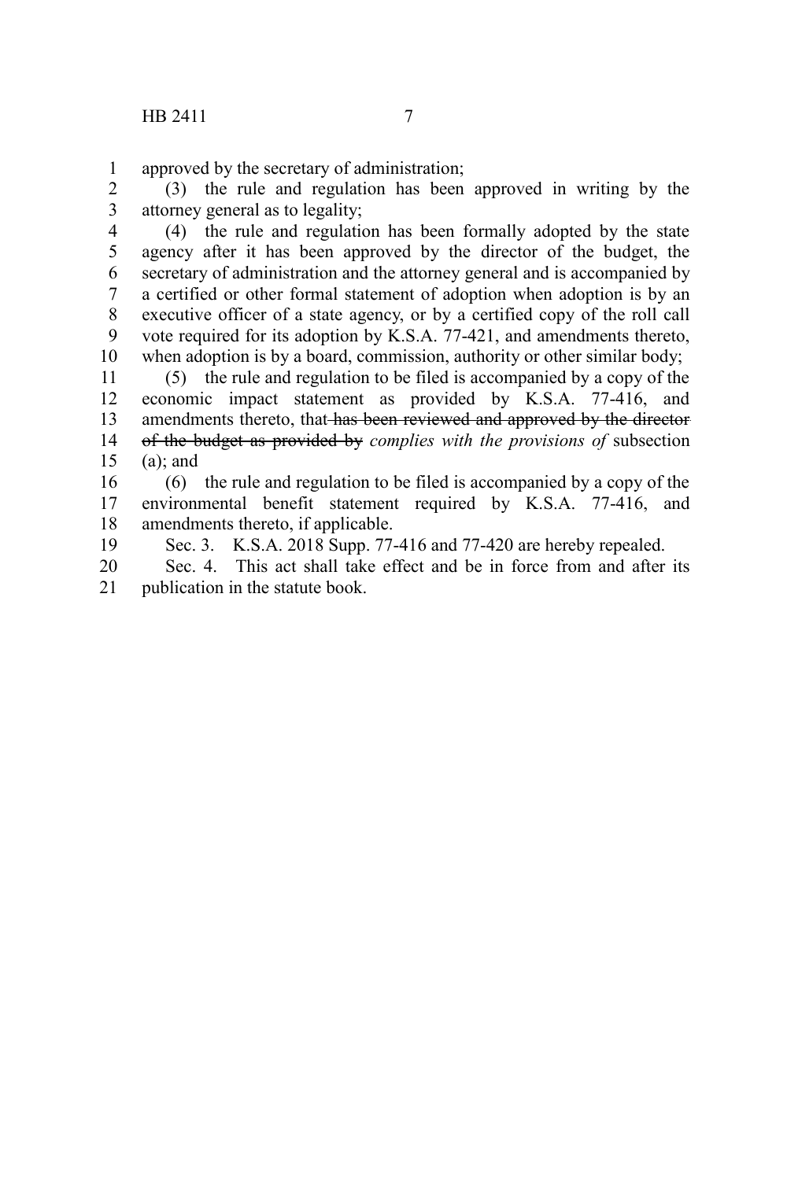approved by the secretary of administration;

(3) the rule and regulation has been approved in writing by the attorney general as to legality;

(4) the rule and regulation has been formally adopted by the state agency after it has been approved by the director of the budget, the secretary of administration and the attorney general and is accompanied by a certified or other formal statement of adoption when adoption is by an executive officer of a state agency, or by a certified copy of the roll call vote required for its adoption by K.S.A. 77-421, and amendments thereto, when adoption is by a board, commission, authority or other similar body;

(5) the rule and regulation to be filed is accompanied by a copy of the economic impact statement as provided by K.S.A. 77-416, and amendments thereto, that ~~has been reviewed and approved by the director of the budget as provided by~~ *complies with the provisions of* subsection (a); and

(6) the rule and regulation to be filed is accompanied by a copy of the environmental benefit statement required by K.S.A. 77-416, and amendments thereto, if applicable.

Sec. 3. K.S.A. 2018 Supp. 77-416 and 77-420 are hereby repealed.

Sec. 4. This act shall take effect and be in force from and after its publication in the statute book.